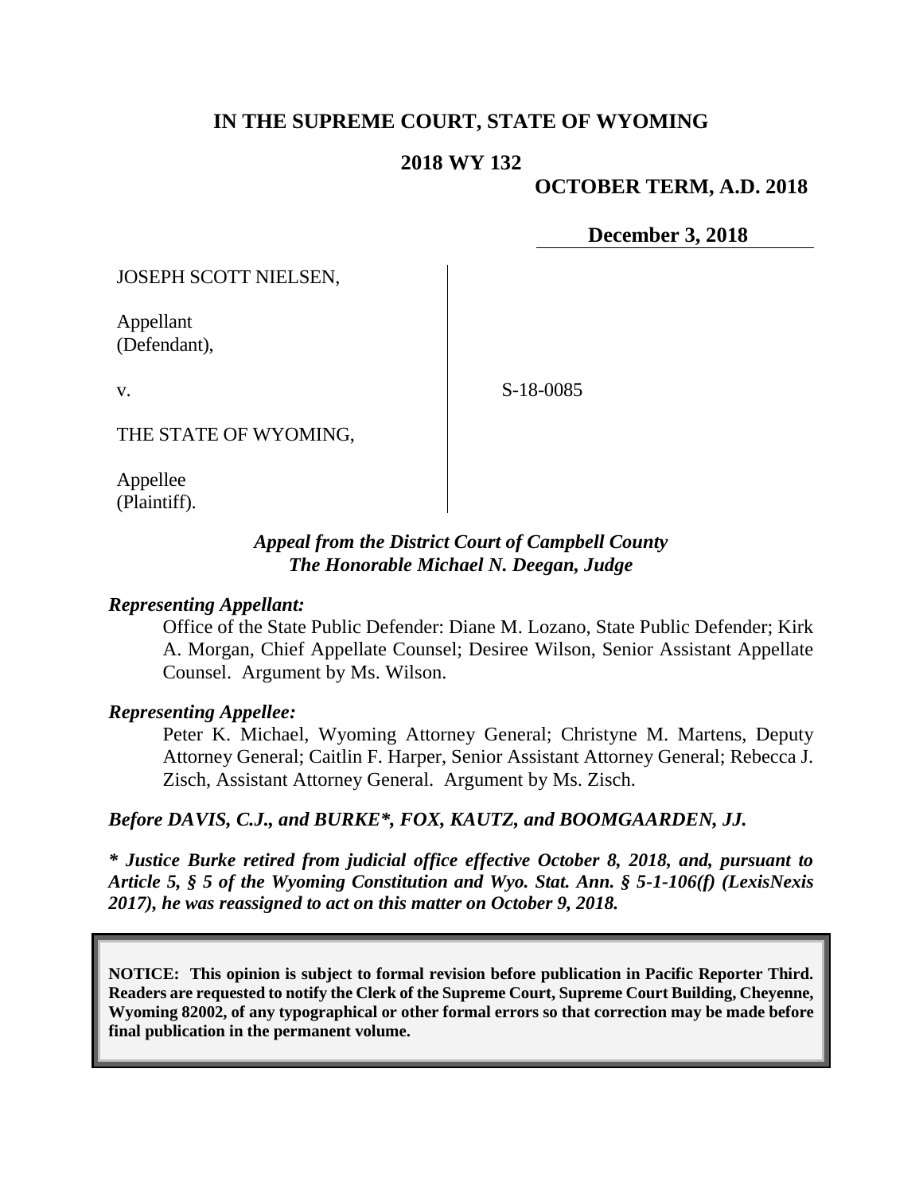# IN THE SUPREME COURT, STATE OF WYOMING

**2018 WY 132**

**OCTOBER TERM, A.D. 2018**

**December 3, 2018**

JOSEPH SCOTT NIELSEN,

Appellant
(Defendant),

v.

THE STATE OF WYOMING,

Appellee
(Plaintiff).

S-18-0085

***Appeal from the District Court of Campbell County***
***The Honorable Michael N. Deegan, Judge***

***Representing Appellant:***

Office of the State Public Defender: Diane M. Lozano, State Public Defender; Kirk A. Morgan, Chief Appellate Counsel; Desiree Wilson, Senior Assistant Appellate Counsel. Argument by Ms. Wilson.

***Representing Appellee:***

Peter K. Michael, Wyoming Attorney General; Christyne M. Martens, Deputy Attorney General; Caitlin F. Harper, Senior Assistant Attorney General; Rebecca J. Zisch, Assistant Attorney General. Argument by Ms. Zisch.

***Before DAVIS, C.J., and BURKE\*, FOX, KAUTZ, and BOOMGAARDEN, JJ.***

***\* Justice Burke retired from judicial office effective October 8, 2018, and, pursuant to Article 5, § 5 of the Wyoming Constitution and Wyo. Stat. Ann. § 5-1-106(f) (LexisNexis 2017), he was reassigned to act on this matter on October 9, 2018.***

**NOTICE: This opinion is subject to formal revision before publication in Pacific Reporter Third. Readers are requested to notify the Clerk of the Supreme Court, Supreme Court Building, Cheyenne, Wyoming 82002, of any typographical or other formal errors so that correction may be made before final publication in the permanent volume.**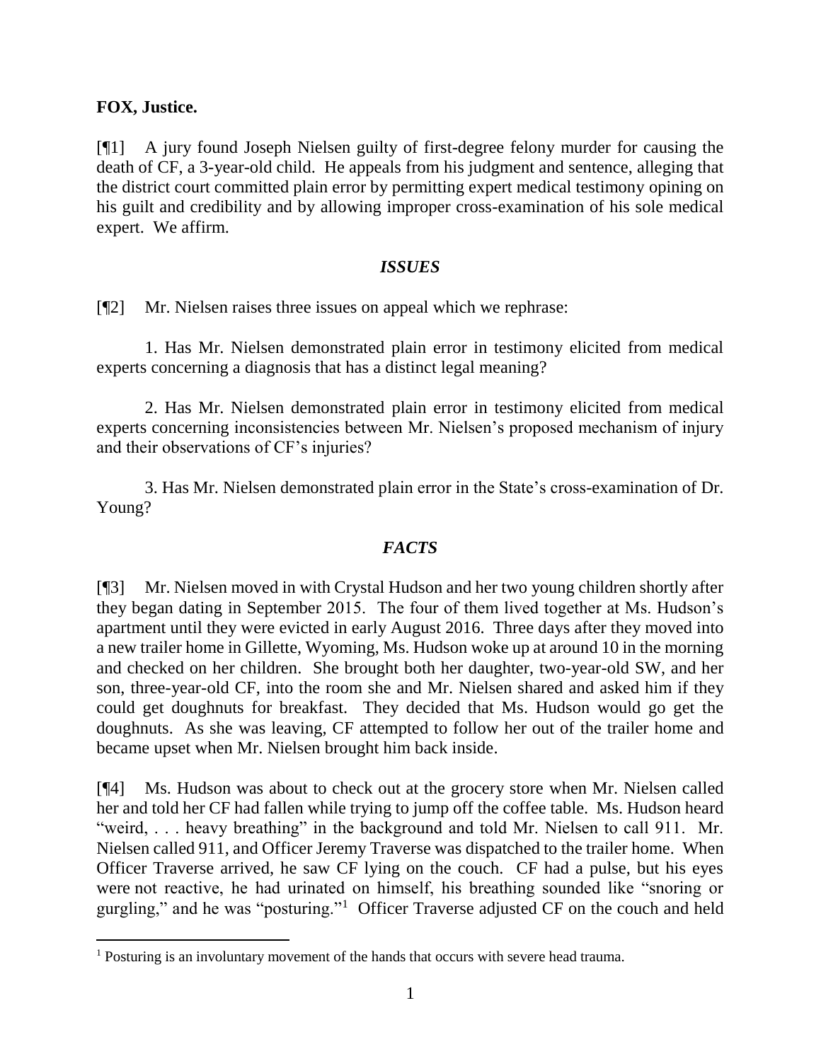**FOX, Justice.**

[¶1] A jury found Joseph Nielsen guilty of first-degree felony murder for causing the death of CF, a 3-year-old child. He appeals from his judgment and sentence, alleging that the district court committed plain error by permitting expert medical testimony opining on his guilt and credibility and by allowing improper cross-examination of his sole medical expert. We affirm.

## *ISSUES*

[¶2] Mr. Nielsen raises three issues on appeal which we rephrase:

1. Has Mr. Nielsen demonstrated plain error in testimony elicited from medical experts concerning a diagnosis that has a distinct legal meaning?

2. Has Mr. Nielsen demonstrated plain error in testimony elicited from medical experts concerning inconsistencies between Mr. Nielsen's proposed mechanism of injury and their observations of CF's injuries?

3. Has Mr. Nielsen demonstrated plain error in the State's cross-examination of Dr. Young?

## *FACTS*

[¶3] Mr. Nielsen moved in with Crystal Hudson and her two young children shortly after they began dating in September 2015. The four of them lived together at Ms. Hudson's apartment until they were evicted in early August 2016. Three days after they moved into a new trailer home in Gillette, Wyoming, Ms. Hudson woke up at around 10 in the morning and checked on her children. She brought both her daughter, two-year-old SW, and her son, three-year-old CF, into the room she and Mr. Nielsen shared and asked him if they could get doughnuts for breakfast. They decided that Ms. Hudson would go get the doughnuts. As she was leaving, CF attempted to follow her out of the trailer home and became upset when Mr. Nielsen brought him back inside.

[¶4] Ms. Hudson was about to check out at the grocery store when Mr. Nielsen called her and told her CF had fallen while trying to jump off the coffee table. Ms. Hudson heard "weird, . . . heavy breathing" in the background and told Mr. Nielsen to call 911. Mr. Nielsen called 911, and Officer Jeremy Traverse was dispatched to the trailer home. When Officer Traverse arrived, he saw CF lying on the couch. CF had a pulse, but his eyes were not reactive, he had urinated on himself, his breathing sounded like "snoring or gurgling," and he was "posturing."[1] Officer Traverse adjusted CF on the couch and held

[1] Posturing is an involuntary movement of the hands that occurs with severe head trauma.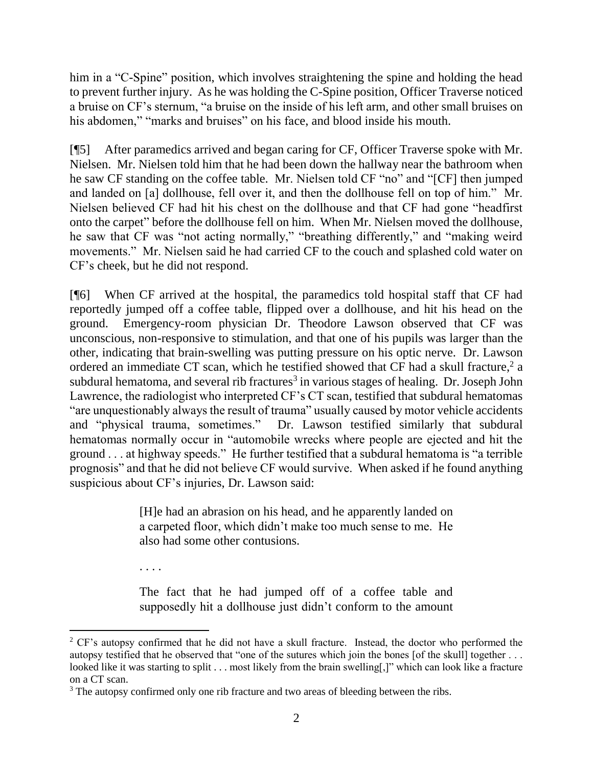him in a "C-Spine" position, which involves straightening the spine and holding the head to prevent further injury. As he was holding the C-Spine position, Officer Traverse noticed a bruise on CF's sternum, "a bruise on the inside of his left arm, and other small bruises on his abdomen," "marks and bruises" on his face, and blood inside his mouth.

[¶5] After paramedics arrived and began caring for CF, Officer Traverse spoke with Mr. Nielsen. Mr. Nielsen told him that he had been down the hallway near the bathroom when he saw CF standing on the coffee table. Mr. Nielsen told CF "no" and "[CF] then jumped and landed on [a] dollhouse, fell over it, and then the dollhouse fell on top of him." Mr. Nielsen believed CF had hit his chest on the dollhouse and that CF had gone "headfirst onto the carpet" before the dollhouse fell on him. When Mr. Nielsen moved the dollhouse, he saw that CF was "not acting normally," "breathing differently," and "making weird movements." Mr. Nielsen said he had carried CF to the couch and splashed cold water on CF's cheek, but he did not respond.

[¶6] When CF arrived at the hospital, the paramedics told hospital staff that CF had reportedly jumped off a coffee table, flipped over a dollhouse, and hit his head on the ground. Emergency-room physician Dr. Theodore Lawson observed that CF was unconscious, non-responsive to stimulation, and that one of his pupils was larger than the other, indicating that brain-swelling was putting pressure on his optic nerve. Dr. Lawson ordered an immediate CT scan, which he testified showed that CF had a skull fracture,[2] a subdural hematoma, and several rib fractures[3] in various stages of healing. Dr. Joseph John Lawrence, the radiologist who interpreted CF's CT scan, testified that subdural hematomas "are unquestionably always the result of trauma" usually caused by motor vehicle accidents and "physical trauma, sometimes." Dr. Lawson testified similarly that subdural hematomas normally occur in "automobile wrecks where people are ejected and hit the ground . . . at highway speeds." He further testified that a subdural hematoma is "a terrible prognosis" and that he did not believe CF would survive. When asked if he found anything suspicious about CF's injuries, Dr. Lawson said:

> [H]e had an abrasion on his head, and he apparently landed on a carpeted floor, which didn't make too much sense to me. He also had some other contusions.
>
> . . . .
>
> The fact that he had jumped off of a coffee table and supposedly hit a dollhouse just didn't conform to the amount

---

[2] CF's autopsy confirmed that he did not have a skull fracture. Instead, the doctor who performed the autopsy testified that he observed that "one of the sutures which join the bones [of the skull] together . . . looked like it was starting to split . . . most likely from the brain swelling[,]" which can look like a fracture on a CT scan.

[3] The autopsy confirmed only one rib fracture and two areas of bleeding between the ribs.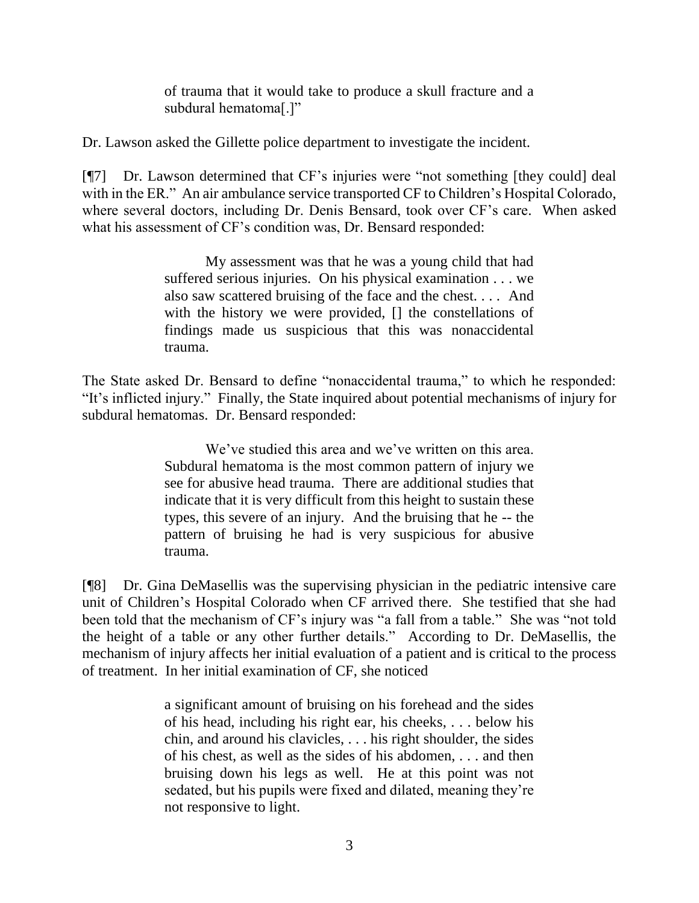> of trauma that it would take to produce a skull fracture and a subdural hematoma[.]"

Dr. Lawson asked the Gillette police department to investigate the incident.

[¶7] Dr. Lawson determined that CF's injuries were "not something [they could] deal with in the ER." An air ambulance service transported CF to Children's Hospital Colorado, where several doctors, including Dr. Denis Bensard, took over CF's care. When asked what his assessment of CF's condition was, Dr. Bensard responded:

> My assessment was that he was a young child that had suffered serious injuries. On his physical examination . . . we also saw scattered bruising of the face and the chest. . . . And with the history we were provided, [] the constellations of findings made us suspicious that this was nonaccidental trauma.

The State asked Dr. Bensard to define "nonaccidental trauma," to which he responded: "It's inflicted injury." Finally, the State inquired about potential mechanisms of injury for subdural hematomas. Dr. Bensard responded:

> We've studied this area and we've written on this area. Subdural hematoma is the most common pattern of injury we see for abusive head trauma. There are additional studies that indicate that it is very difficult from this height to sustain these types, this severe of an injury. And the bruising that he -- the pattern of bruising he had is very suspicious for abusive trauma.

[¶8] Dr. Gina DeMasellis was the supervising physician in the pediatric intensive care unit of Children's Hospital Colorado when CF arrived there. She testified that she had been told that the mechanism of CF's injury was "a fall from a table." She was "not told the height of a table or any other further details." According to Dr. DeMasellis, the mechanism of injury affects her initial evaluation of a patient and is critical to the process of treatment. In her initial examination of CF, she noticed

> a significant amount of bruising on his forehead and the sides of his head, including his right ear, his cheeks, . . . below his chin, and around his clavicles, . . . his right shoulder, the sides of his chest, as well as the sides of his abdomen, . . . and then bruising down his legs as well. He at this point was not sedated, but his pupils were fixed and dilated, meaning they're not responsive to light.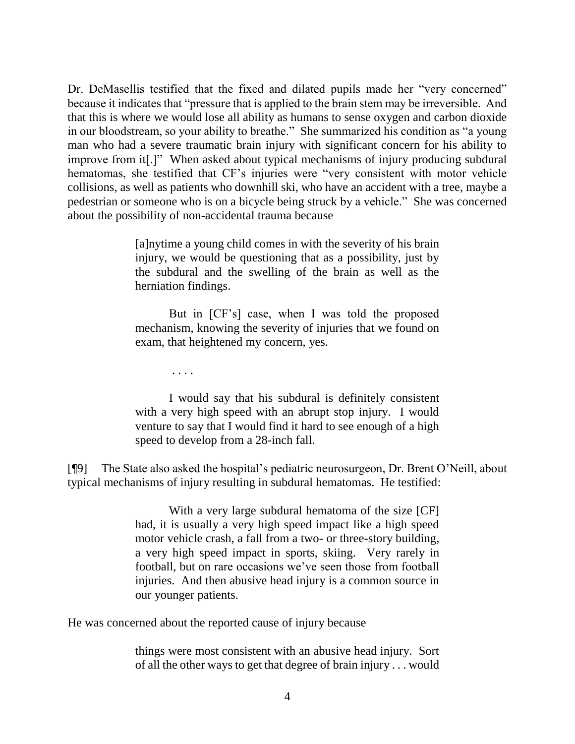Dr. DeMasellis testified that the fixed and dilated pupils made her "very concerned" because it indicates that "pressure that is applied to the brain stem may be irreversible. And that this is where we would lose all ability as humans to sense oxygen and carbon dioxide in our bloodstream, so your ability to breathe." She summarized his condition as "a young man who had a severe traumatic brain injury with significant concern for his ability to improve from it[.]" When asked about typical mechanisms of injury producing subdural hematomas, she testified that CF's injuries were "very consistent with motor vehicle collisions, as well as patients who downhill ski, who have an accident with a tree, maybe a pedestrian or someone who is on a bicycle being struck by a vehicle." She was concerned about the possibility of non-accidental trauma because

> [a]nytime a young child comes in with the severity of his brain injury, we would be questioning that as a possibility, just by the subdural and the swelling of the brain as well as the herniation findings.
>
> But in [CF's] case, when I was told the proposed mechanism, knowing the severity of injuries that we found on exam, that heightened my concern, yes.
>
> . . . .
>
> I would say that his subdural is definitely consistent with a very high speed with an abrupt stop injury. I would venture to say that I would find it hard to see enough of a high speed to develop from a 28-inch fall.

[¶9] The State also asked the hospital's pediatric neurosurgeon, Dr. Brent O'Neill, about typical mechanisms of injury resulting in subdural hematomas. He testified:

> With a very large subdural hematoma of the size [CF] had, it is usually a very high speed impact like a high speed motor vehicle crash, a fall from a two- or three-story building, a very high speed impact in sports, skiing. Very rarely in football, but on rare occasions we've seen those from football injuries. And then abusive head injury is a common source in our younger patients.

He was concerned about the reported cause of injury because

> things were most consistent with an abusive head injury. Sort of all the other ways to get that degree of brain injury . . . would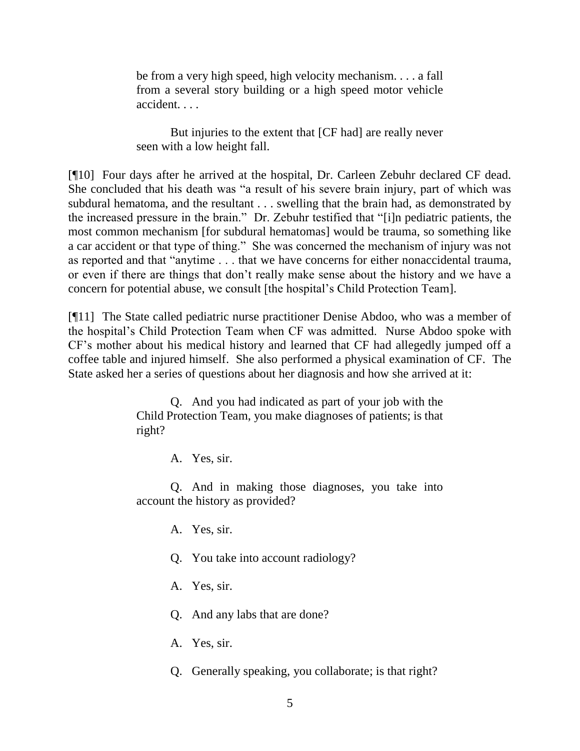> be from a very high speed, high velocity mechanism. . . . a fall from a several story building or a high speed motor vehicle accident. . . .
>
> But injuries to the extent that [CF had] are really never seen with a low height fall.

[¶10] Four days after he arrived at the hospital, Dr. Carleen Zebuhr declared CF dead. She concluded that his death was "a result of his severe brain injury, part of which was subdural hematoma, and the resultant . . . swelling that the brain had, as demonstrated by the increased pressure in the brain." Dr. Zebuhr testified that "[i]n pediatric patients, the most common mechanism [for subdural hematomas] would be trauma, so something like a car accident or that type of thing." She was concerned the mechanism of injury was not as reported and that "anytime . . . that we have concerns for either nonaccidental trauma, or even if there are things that don't really make sense about the history and we have a concern for potential abuse, we consult [the hospital's Child Protection Team].

[¶11] The State called pediatric nurse practitioner Denise Abdoo, who was a member of the hospital's Child Protection Team when CF was admitted. Nurse Abdoo spoke with CF's mother about his medical history and learned that CF had allegedly jumped off a coffee table and injured himself. She also performed a physical examination of CF. The State asked her a series of questions about her diagnosis and how she arrived at it:

> Q. And you had indicated as part of your job with the Child Protection Team, you make diagnoses of patients; is that right?
>
> A. Yes, sir.
>
> Q. And in making those diagnoses, you take into account the history as provided?
>
> A. Yes, sir.
>
> Q. You take into account radiology?
>
> A. Yes, sir.
>
> Q. And any labs that are done?
>
> A. Yes, sir.
>
> Q. Generally speaking, you collaborate; is that right?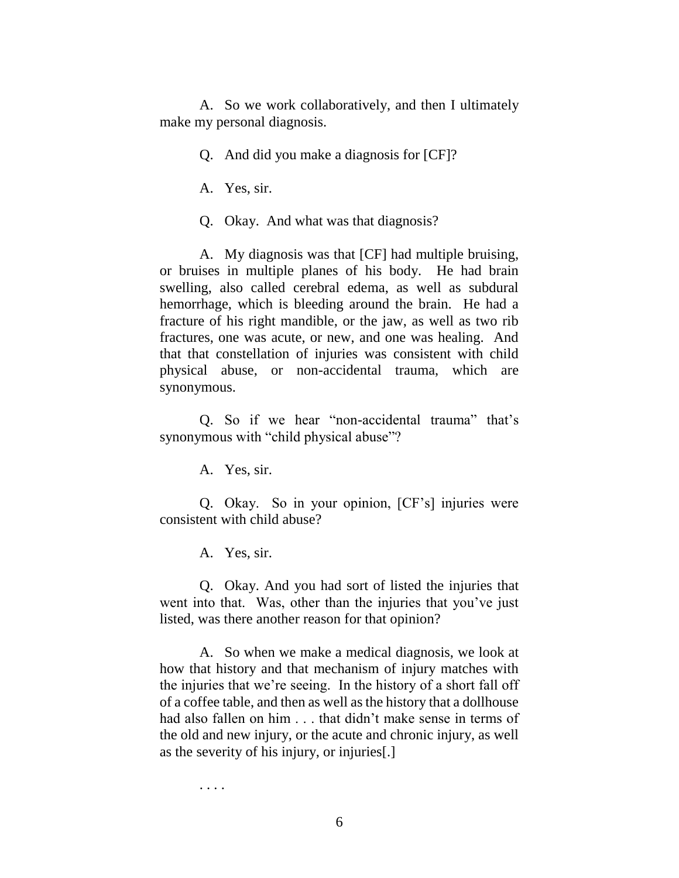A. So we work collaboratively, and then I ultimately make my personal diagnosis.

Q. And did you make a diagnosis for [CF]?

A. Yes, sir.

Q. Okay. And what was that diagnosis?

A. My diagnosis was that [CF] had multiple bruising, or bruises in multiple planes of his body. He had brain swelling, also called cerebral edema, as well as subdural hemorrhage, which is bleeding around the brain. He had a fracture of his right mandible, or the jaw, as well as two rib fractures, one was acute, or new, and one was healing. And that that constellation of injuries was consistent with child physical abuse, or non-accidental trauma, which are synonymous.

Q. So if we hear "non-accidental trauma" that's synonymous with "child physical abuse"?

A. Yes, sir.

Q. Okay. So in your opinion, [CF's] injuries were consistent with child abuse?

A. Yes, sir.

Q. Okay. And you had sort of listed the injuries that went into that. Was, other than the injuries that you've just listed, was there another reason for that opinion?

A. So when we make a medical diagnosis, we look at how that history and that mechanism of injury matches with the injuries that we're seeing. In the history of a short fall off of a coffee table, and then as well as the history that a dollhouse had also fallen on him . . . that didn't make sense in terms of the old and new injury, or the acute and chronic injury, as well as the severity of his injury, or injuries[.]

. . . .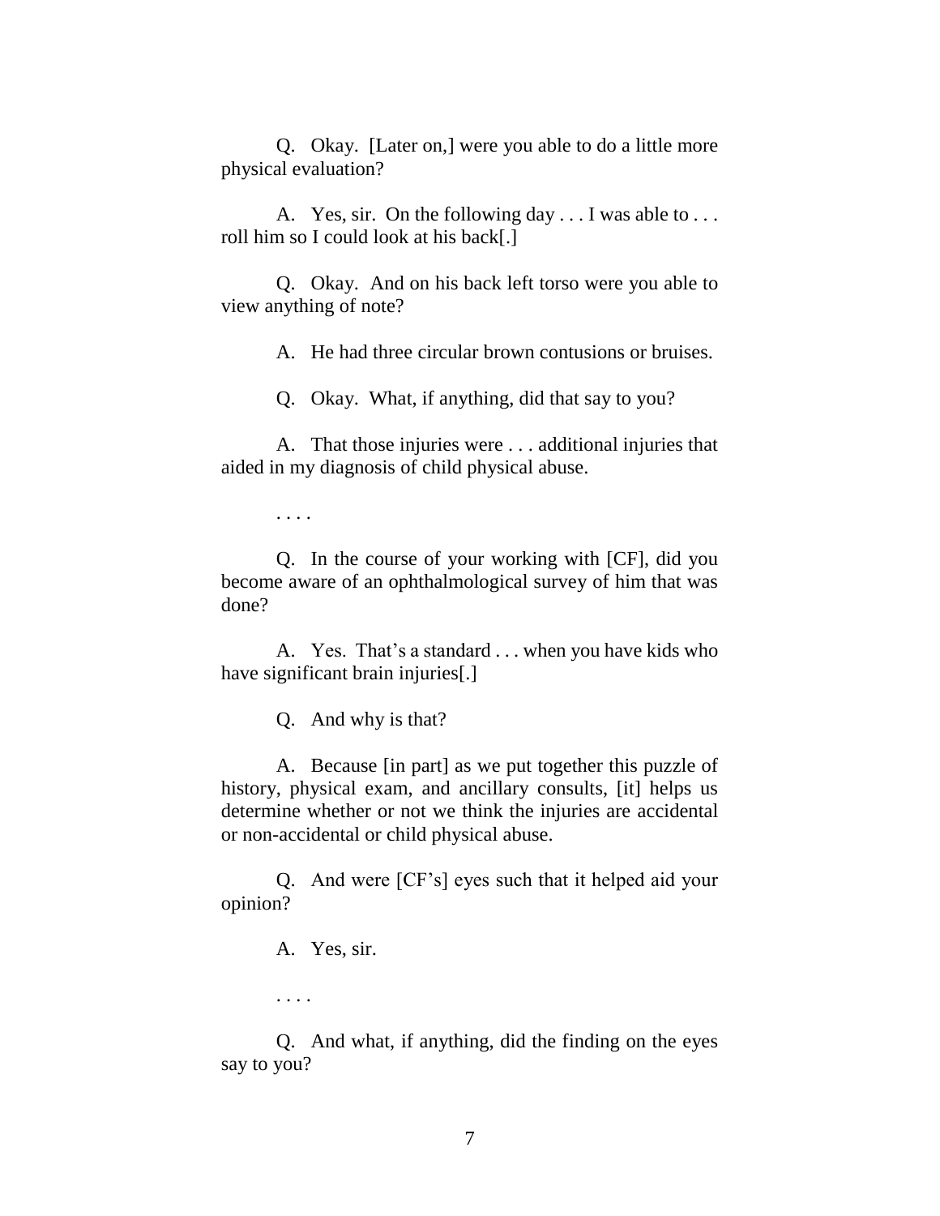Q. Okay. [Later on,] were you able to do a little more physical evaluation?

A. Yes, sir. On the following day . . . I was able to . . . roll him so I could look at his back[.]

Q. Okay. And on his back left torso were you able to view anything of note?

A. He had three circular brown contusions or bruises.

Q. Okay. What, if anything, did that say to you?

A. That those injuries were . . . additional injuries that aided in my diagnosis of child physical abuse.

. . . .

Q. In the course of your working with [CF], did you become aware of an ophthalmological survey of him that was done?

A. Yes. That's a standard . . . when you have kids who have significant brain injuries[.]

Q. And why is that?

A. Because [in part] as we put together this puzzle of history, physical exam, and ancillary consults, [it] helps us determine whether or not we think the injuries are accidental or non-accidental or child physical abuse.

Q. And were [CF's] eyes such that it helped aid your opinion?

A. Yes, sir.

. . . .

Q. And what, if anything, did the finding on the eyes say to you?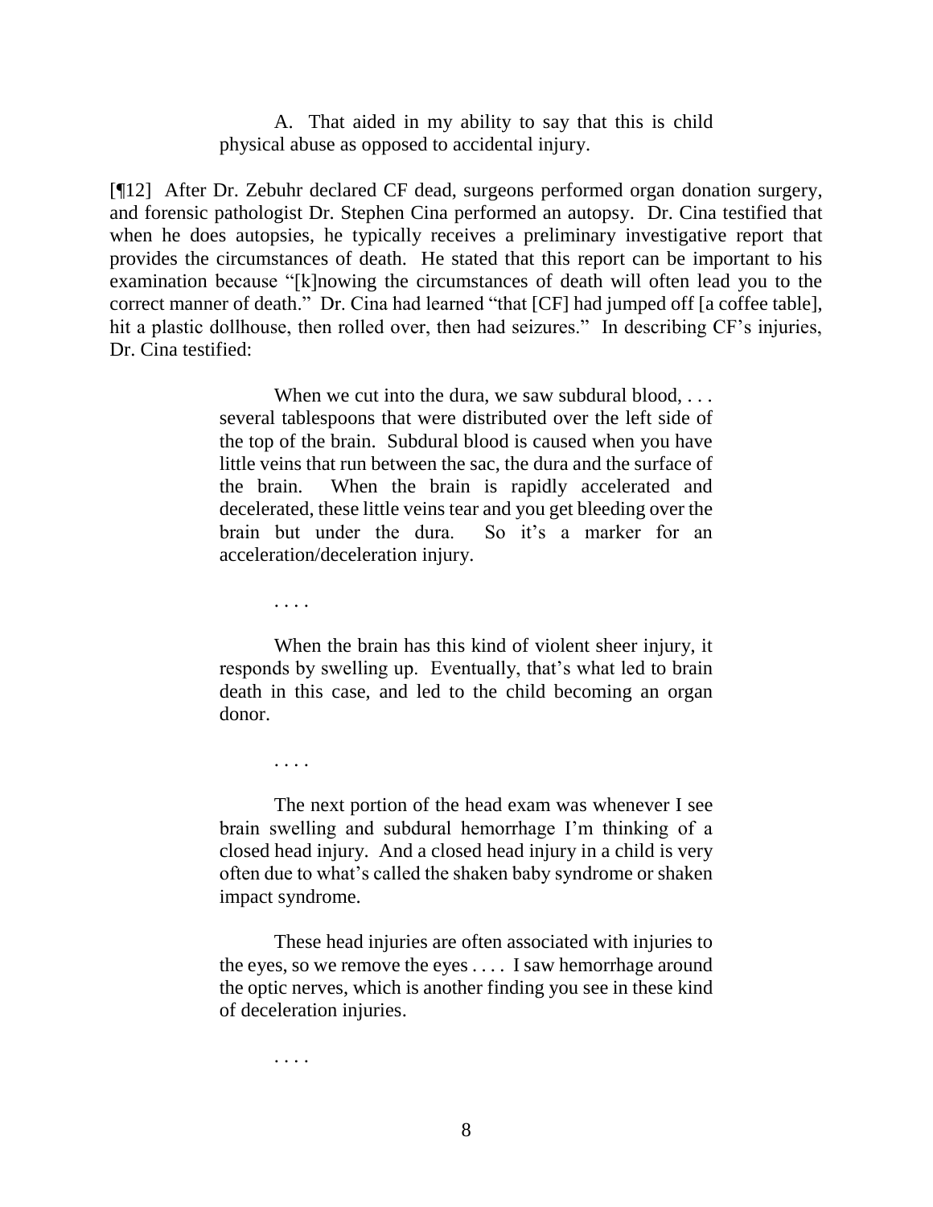> A. That aided in my ability to say that this is child physical abuse as opposed to accidental injury.

[¶12] After Dr. Zebuhr declared CF dead, surgeons performed organ donation surgery, and forensic pathologist Dr. Stephen Cina performed an autopsy. Dr. Cina testified that when he does autopsies, he typically receives a preliminary investigative report that provides the circumstances of death. He stated that this report can be important to his examination because "[k]nowing the circumstances of death will often lead you to the correct manner of death." Dr. Cina had learned "that [CF] had jumped off [a coffee table], hit a plastic dollhouse, then rolled over, then had seizures." In describing CF's injuries, Dr. Cina testified:

> When we cut into the dura, we saw subdural blood, . . . several tablespoons that were distributed over the left side of the top of the brain. Subdural blood is caused when you have little veins that run between the sac, the dura and the surface of the brain. When the brain is rapidly accelerated and decelerated, these little veins tear and you get bleeding over the brain but under the dura. So it's a marker for an acceleration/deceleration injury.
>
> . . . .
>
> When the brain has this kind of violent sheer injury, it responds by swelling up. Eventually, that's what led to brain death in this case, and led to the child becoming an organ donor.
>
> . . . .
>
> The next portion of the head exam was whenever I see brain swelling and subdural hemorrhage I'm thinking of a closed head injury. And a closed head injury in a child is very often due to what's called the shaken baby syndrome or shaken impact syndrome.
>
> These head injuries are often associated with injuries to the eyes, so we remove the eyes . . . . I saw hemorrhage around the optic nerves, which is another finding you see in these kind of deceleration injuries.
>
> . . . .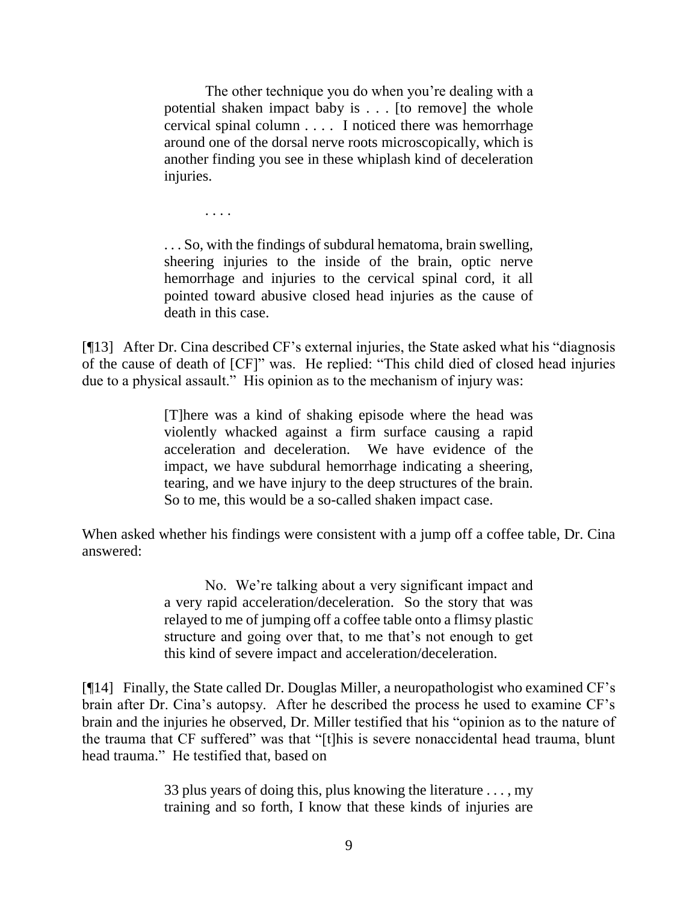> The other technique you do when you're dealing with a potential shaken impact baby is . . . [to remove] the whole cervical spinal column . . . . I noticed there was hemorrhage around one of the dorsal nerve roots microscopically, which is another finding you see in these whiplash kind of deceleration injuries.
>
> . . . .
>
> . . . So, with the findings of subdural hematoma, brain swelling, sheering injuries to the inside of the brain, optic nerve hemorrhage and injuries to the cervical spinal cord, it all pointed toward abusive closed head injuries as the cause of death in this case.

[¶13] After Dr. Cina described CF's external injuries, the State asked what his "diagnosis of the cause of death of [CF]" was. He replied: "This child died of closed head injuries due to a physical assault." His opinion as to the mechanism of injury was:

> [T]here was a kind of shaking episode where the head was violently whacked against a firm surface causing a rapid acceleration and deceleration. We have evidence of the impact, we have subdural hemorrhage indicating a sheering, tearing, and we have injury to the deep structures of the brain. So to me, this would be a so-called shaken impact case.

When asked whether his findings were consistent with a jump off a coffee table, Dr. Cina answered:

> No. We're talking about a very significant impact and a very rapid acceleration/deceleration. So the story that was relayed to me of jumping off a coffee table onto a flimsy plastic structure and going over that, to me that's not enough to get this kind of severe impact and acceleration/deceleration.

[¶14] Finally, the State called Dr. Douglas Miller, a neuropathologist who examined CF's brain after Dr. Cina's autopsy. After he described the process he used to examine CF's brain and the injuries he observed, Dr. Miller testified that his "opinion as to the nature of the trauma that CF suffered" was that "[t]his is severe nonaccidental head trauma, blunt head trauma." He testified that, based on

> 33 plus years of doing this, plus knowing the literature . . . , my training and so forth, I know that these kinds of injuries are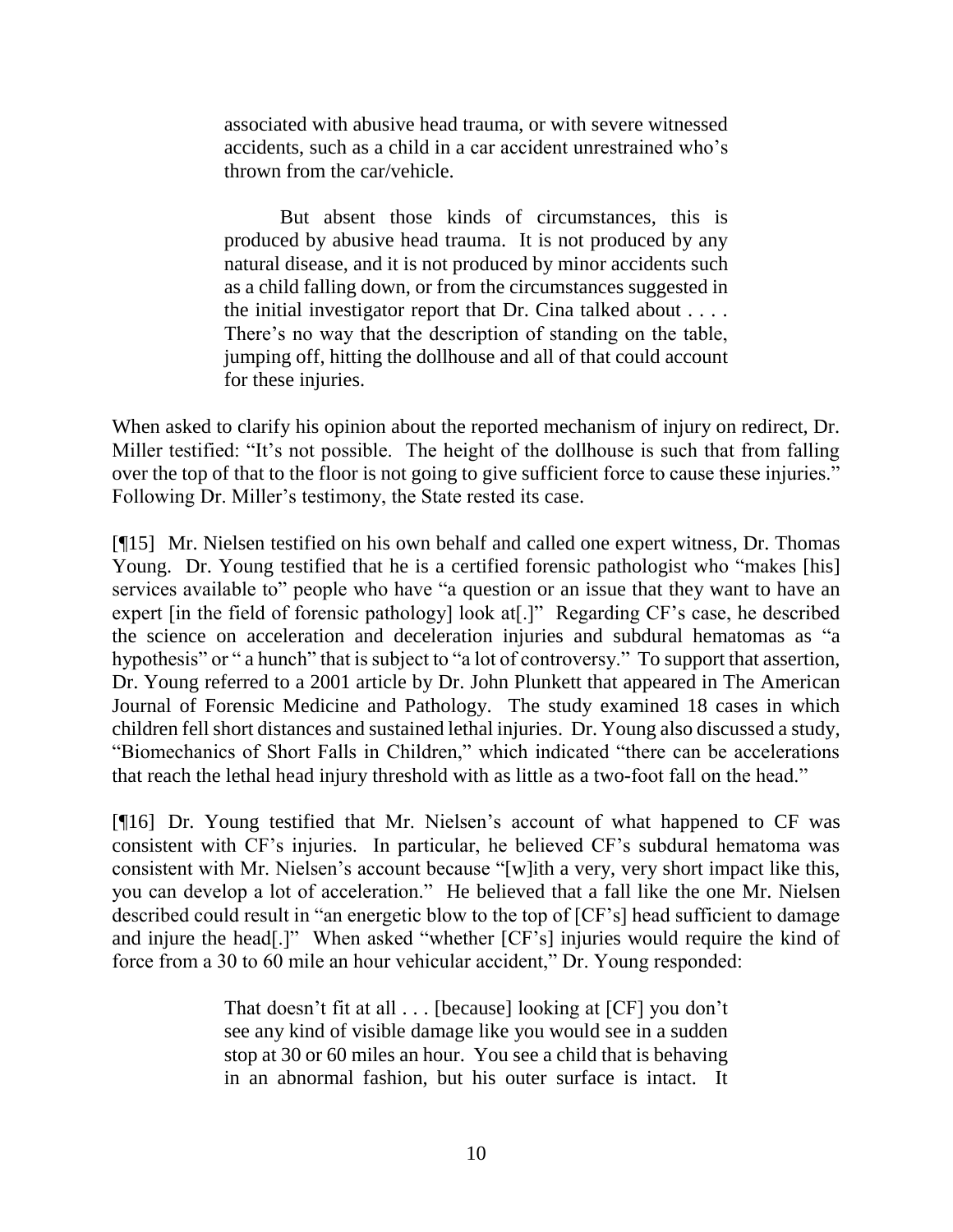> associated with abusive head trauma, or with severe witnessed accidents, such as a child in a car accident unrestrained who's thrown from the car/vehicle.
>
> But absent those kinds of circumstances, this is produced by abusive head trauma. It is not produced by any natural disease, and it is not produced by minor accidents such as a child falling down, or from the circumstances suggested in the initial investigator report that Dr. Cina talked about . . . . There's no way that the description of standing on the table, jumping off, hitting the dollhouse and all of that could account for these injuries.

When asked to clarify his opinion about the reported mechanism of injury on redirect, Dr. Miller testified: "It's not possible. The height of the dollhouse is such that from falling over the top of that to the floor is not going to give sufficient force to cause these injuries." Following Dr. Miller's testimony, the State rested its case.

[¶15] Mr. Nielsen testified on his own behalf and called one expert witness, Dr. Thomas Young. Dr. Young testified that he is a certified forensic pathologist who "makes [his] services available to" people who have "a question or an issue that they want to have an expert [in the field of forensic pathology] look at[.]" Regarding CF's case, he described the science on acceleration and deceleration injuries and subdural hematomas as "a hypothesis" or " a hunch" that is subject to "a lot of controversy." To support that assertion, Dr. Young referred to a 2001 article by Dr. John Plunkett that appeared in The American Journal of Forensic Medicine and Pathology. The study examined 18 cases in which children fell short distances and sustained lethal injuries. Dr. Young also discussed a study, "Biomechanics of Short Falls in Children," which indicated "there can be accelerations that reach the lethal head injury threshold with as little as a two-foot fall on the head."

[¶16] Dr. Young testified that Mr. Nielsen's account of what happened to CF was consistent with CF's injuries. In particular, he believed CF's subdural hematoma was consistent with Mr. Nielsen's account because "[w]ith a very, very short impact like this, you can develop a lot of acceleration." He believed that a fall like the one Mr. Nielsen described could result in "an energetic blow to the top of [CF's] head sufficient to damage and injure the head[.]" When asked "whether [CF's] injuries would require the kind of force from a 30 to 60 mile an hour vehicular accident," Dr. Young responded:

> That doesn't fit at all . . . [because] looking at [CF] you don't see any kind of visible damage like you would see in a sudden stop at 30 or 60 miles an hour. You see a child that is behaving in an abnormal fashion, but his outer surface is intact. It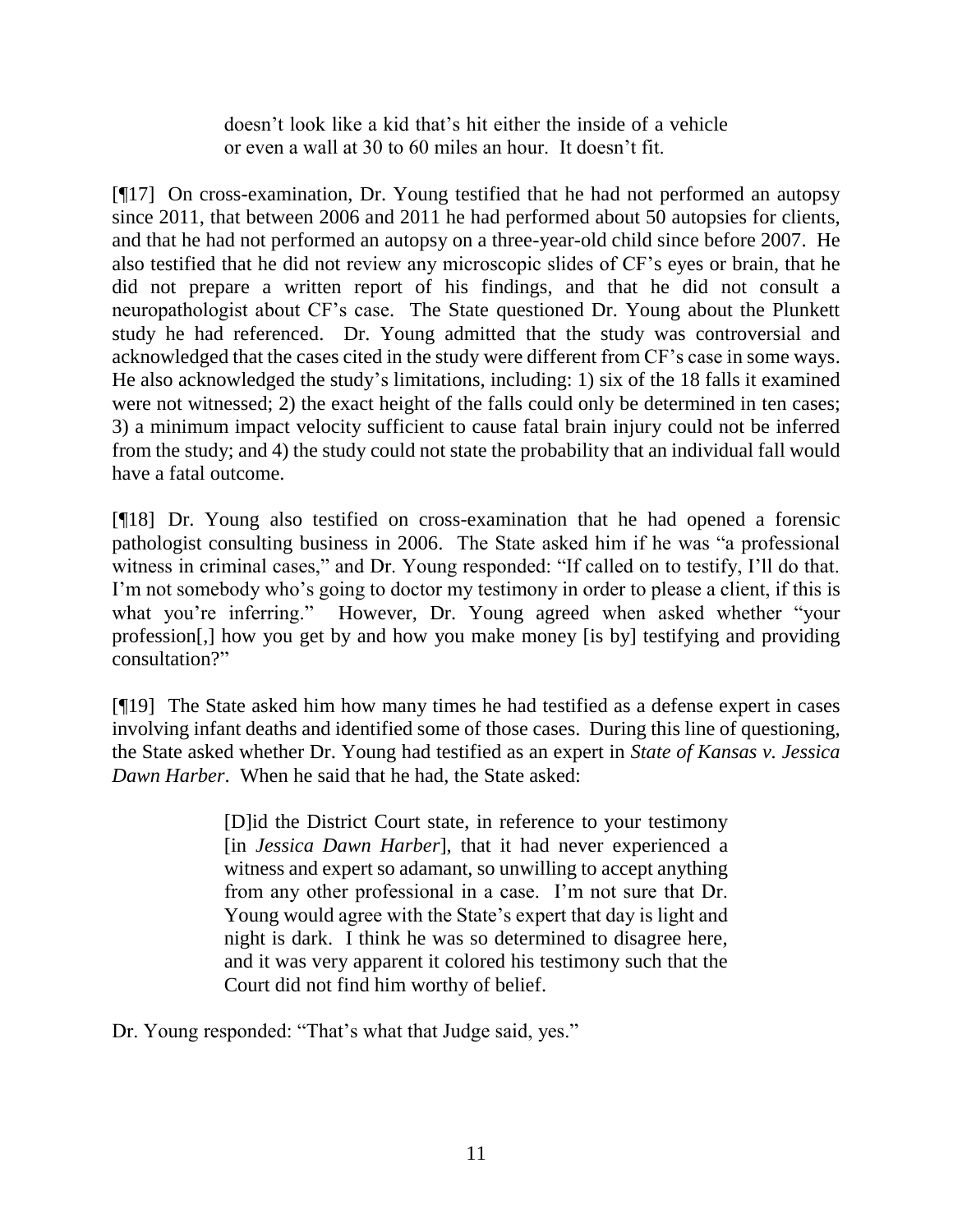> doesn't look like a kid that's hit either the inside of a vehicle or even a wall at 30 to 60 miles an hour. It doesn't fit.

[¶17] On cross-examination, Dr. Young testified that he had not performed an autopsy since 2011, that between 2006 and 2011 he had performed about 50 autopsies for clients, and that he had not performed an autopsy on a three-year-old child since before 2007. He also testified that he did not review any microscopic slides of CF's eyes or brain, that he did not prepare a written report of his findings, and that he did not consult a neuropathologist about CF's case. The State questioned Dr. Young about the Plunkett study he had referenced. Dr. Young admitted that the study was controversial and acknowledged that the cases cited in the study were different from CF's case in some ways. He also acknowledged the study's limitations, including: 1) six of the 18 falls it examined were not witnessed; 2) the exact height of the falls could only be determined in ten cases; 3) a minimum impact velocity sufficient to cause fatal brain injury could not be inferred from the study; and 4) the study could not state the probability that an individual fall would have a fatal outcome.

[¶18] Dr. Young also testified on cross-examination that he had opened a forensic pathologist consulting business in 2006. The State asked him if he was "a professional witness in criminal cases," and Dr. Young responded: "If called on to testify, I'll do that. I'm not somebody who's going to doctor my testimony in order to please a client, if this is what you're inferring." However, Dr. Young agreed when asked whether "your profession[,] how you get by and how you make money [is by] testifying and providing consultation?"

[¶19] The State asked him how many times he had testified as a defense expert in cases involving infant deaths and identified some of those cases. During this line of questioning, the State asked whether Dr. Young had testified as an expert in *State of Kansas v. Jessica Dawn Harber*. When he said that he had, the State asked:

> [D]id the District Court state, in reference to your testimony [in *Jessica Dawn Harber*], that it had never experienced a witness and expert so adamant, so unwilling to accept anything from any other professional in a case. I'm not sure that Dr. Young would agree with the State's expert that day is light and night is dark. I think he was so determined to disagree here, and it was very apparent it colored his testimony such that the Court did not find him worthy of belief.

Dr. Young responded: "That's what that Judge said, yes."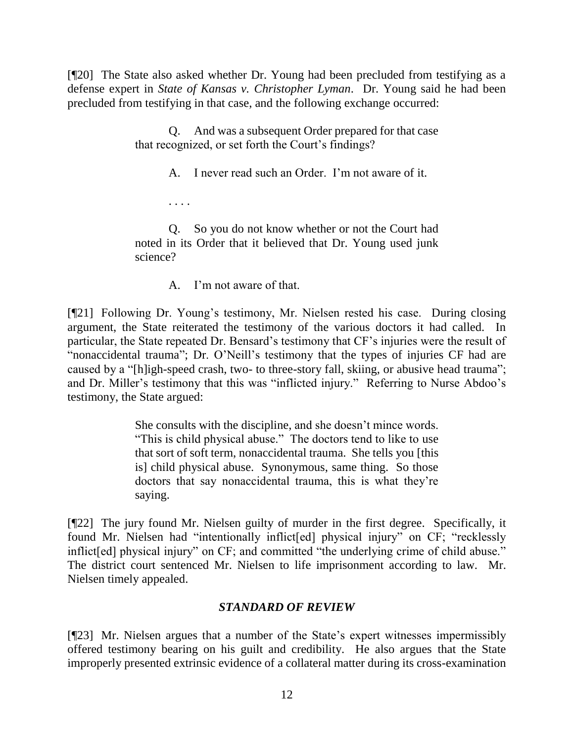[¶20] The State also asked whether Dr. Young had been precluded from testifying as a defense expert in *State of Kansas v. Christopher Lyman*. Dr. Young said he had been precluded from testifying in that case, and the following exchange occurred:

> Q. And was a subsequent Order prepared for that case that recognized, or set forth the Court's findings?
>
> A. I never read such an Order. I'm not aware of it.
>
> . . . .
>
> Q. So you do not know whether or not the Court had noted in its Order that it believed that Dr. Young used junk science?
>
> A. I'm not aware of that.

[¶21] Following Dr. Young's testimony, Mr. Nielsen rested his case. During closing argument, the State reiterated the testimony of the various doctors it had called. In particular, the State repeated Dr. Bensard's testimony that CF's injuries were the result of "nonaccidental trauma"; Dr. O'Neill's testimony that the types of injuries CF had are caused by a "[h]igh-speed crash, two- to three-story fall, skiing, or abusive head trauma"; and Dr. Miller's testimony that this was "inflicted injury." Referring to Nurse Abdoo's testimony, the State argued:

> She consults with the discipline, and she doesn't mince words. "This is child physical abuse." The doctors tend to like to use that sort of soft term, nonaccidental trauma. She tells you [this is] child physical abuse. Synonymous, same thing. So those doctors that say nonaccidental trauma, this is what they're saying.

[¶22] The jury found Mr. Nielsen guilty of murder in the first degree. Specifically, it found Mr. Nielsen had "intentionally inflict[ed] physical injury" on CF; "recklessly inflict[ed] physical injury" on CF; and committed "the underlying crime of child abuse." The district court sentenced Mr. Nielsen to life imprisonment according to law. Mr. Nielsen timely appealed.

## *STANDARD OF REVIEW*

[¶23] Mr. Nielsen argues that a number of the State's expert witnesses impermissibly offered testimony bearing on his guilt and credibility. He also argues that the State improperly presented extrinsic evidence of a collateral matter during its cross-examination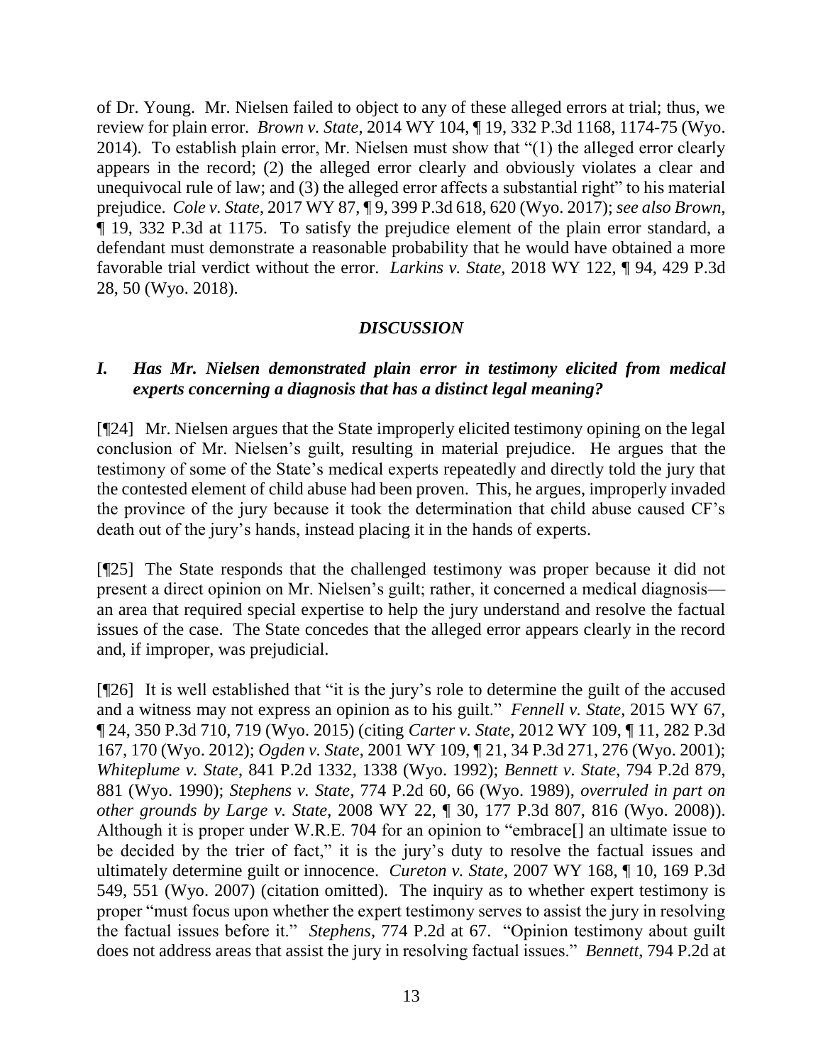of Dr. Young. Mr. Nielsen failed to object to any of these alleged errors at trial; thus, we review for plain error. *Brown v. State*, 2014 WY 104, ¶ 19, 332 P.3d 1168, 1174-75 (Wyo. 2014). To establish plain error, Mr. Nielsen must show that "(1) the alleged error clearly appears in the record; (2) the alleged error clearly and obviously violates a clear and unequivocal rule of law; and (3) the alleged error affects a substantial right" to his material prejudice. *Cole v. State*, 2017 WY 87, ¶ 9, 399 P.3d 618, 620 (Wyo. 2017); *see also Brown*, ¶ 19, 332 P.3d at 1175. To satisfy the prejudice element of the plain error standard, a defendant must demonstrate a reasonable probability that he would have obtained a more favorable trial verdict without the error. *Larkins v. State*, 2018 WY 122, ¶ 94, 429 P.3d 28, 50 (Wyo. 2018).

## *DISCUSSION*

### *I. Has Mr. Nielsen demonstrated plain error in testimony elicited from medical experts concerning a diagnosis that has a distinct legal meaning?*

[¶24] Mr. Nielsen argues that the State improperly elicited testimony opining on the legal conclusion of Mr. Nielsen's guilt, resulting in material prejudice. He argues that the testimony of some of the State's medical experts repeatedly and directly told the jury that the contested element of child abuse had been proven. This, he argues, improperly invaded the province of the jury because it took the determination that child abuse caused CF's death out of the jury's hands, instead placing it in the hands of experts.

[¶25] The State responds that the challenged testimony was proper because it did not present a direct opinion on Mr. Nielsen's guilt; rather, it concerned a medical diagnosis—an area that required special expertise to help the jury understand and resolve the factual issues of the case. The State concedes that the alleged error appears clearly in the record and, if improper, was prejudicial.

[¶26] It is well established that "it is the jury's role to determine the guilt of the accused and a witness may not express an opinion as to his guilt." *Fennell v. State*, 2015 WY 67, ¶ 24, 350 P.3d 710, 719 (Wyo. 2015) (citing *Carter v. State*, 2012 WY 109, ¶ 11, 282 P.3d 167, 170 (Wyo. 2012); *Ogden v. State*, 2001 WY 109, ¶ 21, 34 P.3d 271, 276 (Wyo. 2001); *Whiteplume v. State*, 841 P.2d 1332, 1338 (Wyo. 1992); *Bennett v. State*, 794 P.2d 879, 881 (Wyo. 1990); *Stephens v. State*, 774 P.2d 60, 66 (Wyo. 1989), *overruled in part on other grounds by Large v. State*, 2008 WY 22, ¶ 30, 177 P.3d 807, 816 (Wyo. 2008)). Although it is proper under W.R.E. 704 for an opinion to "embrace[] an ultimate issue to be decided by the trier of fact," it is the jury's duty to resolve the factual issues and ultimately determine guilt or innocence. *Cureton v. State*, 2007 WY 168, ¶ 10, 169 P.3d 549, 551 (Wyo. 2007) (citation omitted). The inquiry as to whether expert testimony is proper "must focus upon whether the expert testimony serves to assist the jury in resolving the factual issues before it." *Stephens*, 774 P.2d at 67. "Opinion testimony about guilt does not address areas that assist the jury in resolving factual issues." *Bennett*, 794 P.2d at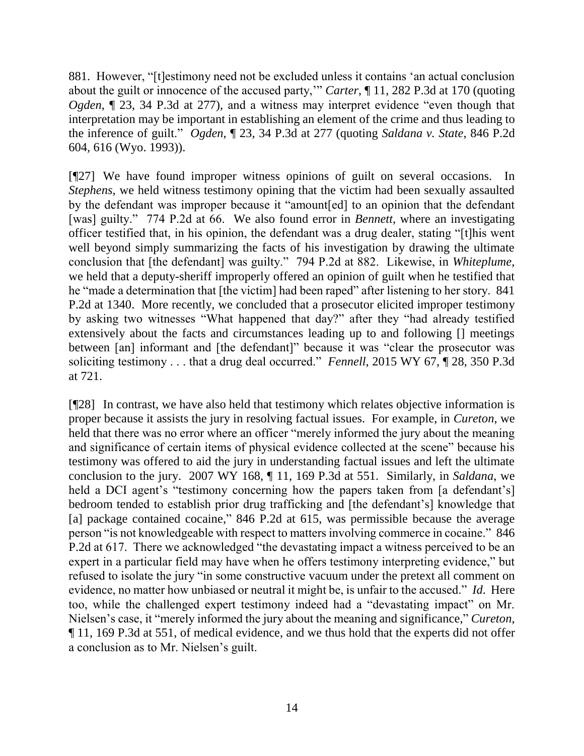881. However, "[t]estimony need not be excluded unless it contains 'an actual conclusion about the guilt or innocence of the accused party,'" *Carter*, ¶ 11, 282 P.3d at 170 (quoting *Ogden*, ¶ 23, 34 P.3d at 277), and a witness may interpret evidence "even though that interpretation may be important in establishing an element of the crime and thus leading to the inference of guilt." *Ogden*, ¶ 23, 34 P.3d at 277 (quoting *Saldana v. State*, 846 P.2d 604, 616 (Wyo. 1993)).

[¶27] We have found improper witness opinions of guilt on several occasions. In *Stephens*, we held witness testimony opining that the victim had been sexually assaulted by the defendant was improper because it "amount[ed] to an opinion that the defendant [was] guilty." 774 P.2d at 66. We also found error in *Bennett*, where an investigating officer testified that, in his opinion, the defendant was a drug dealer, stating "[t]his went well beyond simply summarizing the facts of his investigation by drawing the ultimate conclusion that [the defendant] was guilty." 794 P.2d at 882. Likewise, in *Whiteplume*, we held that a deputy-sheriff improperly offered an opinion of guilt when he testified that he "made a determination that [the victim] had been raped" after listening to her story. 841 P.2d at 1340. More recently, we concluded that a prosecutor elicited improper testimony by asking two witnesses "What happened that day?" after they "had already testified extensively about the facts and circumstances leading up to and following [] meetings between [an] informant and [the defendant]" because it was "clear the prosecutor was soliciting testimony . . . that a drug deal occurred." *Fennell*, 2015 WY 67, ¶ 28, 350 P.3d at 721.

[¶28] In contrast, we have also held that testimony which relates objective information is proper because it assists the jury in resolving factual issues. For example, in *Cureton*, we held that there was no error where an officer "merely informed the jury about the meaning and significance of certain items of physical evidence collected at the scene" because his testimony was offered to aid the jury in understanding factual issues and left the ultimate conclusion to the jury. 2007 WY 168, ¶ 11, 169 P.3d at 551. Similarly, in *Saldana*, we held a DCI agent's "testimony concerning how the papers taken from [a defendant's] bedroom tended to establish prior drug trafficking and [the defendant's] knowledge that [a] package contained cocaine," 846 P.2d at 615, was permissible because the average person "is not knowledgeable with respect to matters involving commerce in cocaine." 846 P.2d at 617. There we acknowledged "the devastating impact a witness perceived to be an expert in a particular field may have when he offers testimony interpreting evidence," but refused to isolate the jury "in some constructive vacuum under the pretext all comment on evidence, no matter how unbiased or neutral it might be, is unfair to the accused." *Id*. Here too, while the challenged expert testimony indeed had a "devastating impact" on Mr. Nielsen's case, it "merely informed the jury about the meaning and significance," *Cureton*, ¶ 11, 169 P.3d at 551, of medical evidence, and we thus hold that the experts did not offer a conclusion as to Mr. Nielsen's guilt.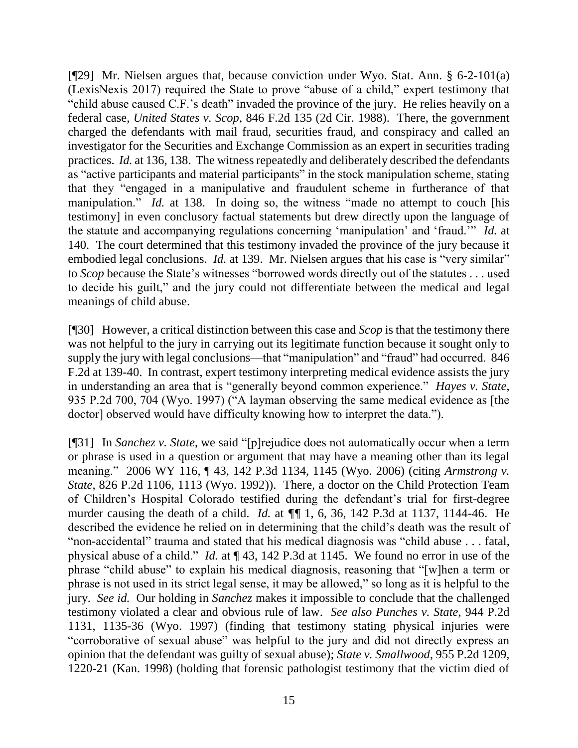[¶29] Mr. Nielsen argues that, because conviction under Wyo. Stat. Ann. § 6-2-101(a) (LexisNexis 2017) required the State to prove "abuse of a child," expert testimony that "child abuse caused C.F.'s death" invaded the province of the jury. He relies heavily on a federal case, *United States v. Scop*, 846 F.2d 135 (2d Cir. 1988). There, the government charged the defendants with mail fraud, securities fraud, and conspiracy and called an investigator for the Securities and Exchange Commission as an expert in securities trading practices. *Id.* at 136, 138. The witness repeatedly and deliberately described the defendants as "active participants and material participants" in the stock manipulation scheme, stating that they "engaged in a manipulative and fraudulent scheme in furtherance of that manipulation." *Id.* at 138. In doing so, the witness "made no attempt to couch [his testimony] in even conclusory factual statements but drew directly upon the language of the statute and accompanying regulations concerning 'manipulation' and 'fraud.'" *Id.* at 140. The court determined that this testimony invaded the province of the jury because it embodied legal conclusions. *Id.* at 139. Mr. Nielsen argues that his case is "very similar" to *Scop* because the State's witnesses "borrowed words directly out of the statutes . . . used to decide his guilt," and the jury could not differentiate between the medical and legal meanings of child abuse.

[¶30] However, a critical distinction between this case and *Scop* is that the testimony there was not helpful to the jury in carrying out its legitimate function because it sought only to supply the jury with legal conclusions—that "manipulation" and "fraud" had occurred. 846 F.2d at 139-40. In contrast, expert testimony interpreting medical evidence assists the jury in understanding an area that is "generally beyond common experience." *Hayes v. State*, 935 P.2d 700, 704 (Wyo. 1997) ("A layman observing the same medical evidence as [the doctor] observed would have difficulty knowing how to interpret the data.").

[¶31] In *Sanchez v. State*, we said "[p]rejudice does not automatically occur when a term or phrase is used in a question or argument that may have a meaning other than its legal meaning." 2006 WY 116, ¶ 43, 142 P.3d 1134, 1145 (Wyo. 2006) (citing *Armstrong v. State*, 826 P.2d 1106, 1113 (Wyo. 1992)). There, a doctor on the Child Protection Team of Children's Hospital Colorado testified during the defendant's trial for first-degree murder causing the death of a child. *Id.* at ¶¶ 1, 6, 36, 142 P.3d at 1137, 1144-46. He described the evidence he relied on in determining that the child's death was the result of "non-accidental" trauma and stated that his medical diagnosis was "child abuse . . . fatal, physical abuse of a child." *Id.* at ¶ 43, 142 P.3d at 1145. We found no error in use of the phrase "child abuse" to explain his medical diagnosis, reasoning that "[w]hen a term or phrase is not used in its strict legal sense, it may be allowed," so long as it is helpful to the jury. *See id.* Our holding in *Sanchez* makes it impossible to conclude that the challenged testimony violated a clear and obvious rule of law. *See also Punches v. State*, 944 P.2d 1131, 1135-36 (Wyo. 1997) (finding that testimony stating physical injuries were "corroborative of sexual abuse" was helpful to the jury and did not directly express an opinion that the defendant was guilty of sexual abuse); *State v. Smallwood*, 955 P.2d 1209, 1220-21 (Kan. 1998) (holding that forensic pathologist testimony that the victim died of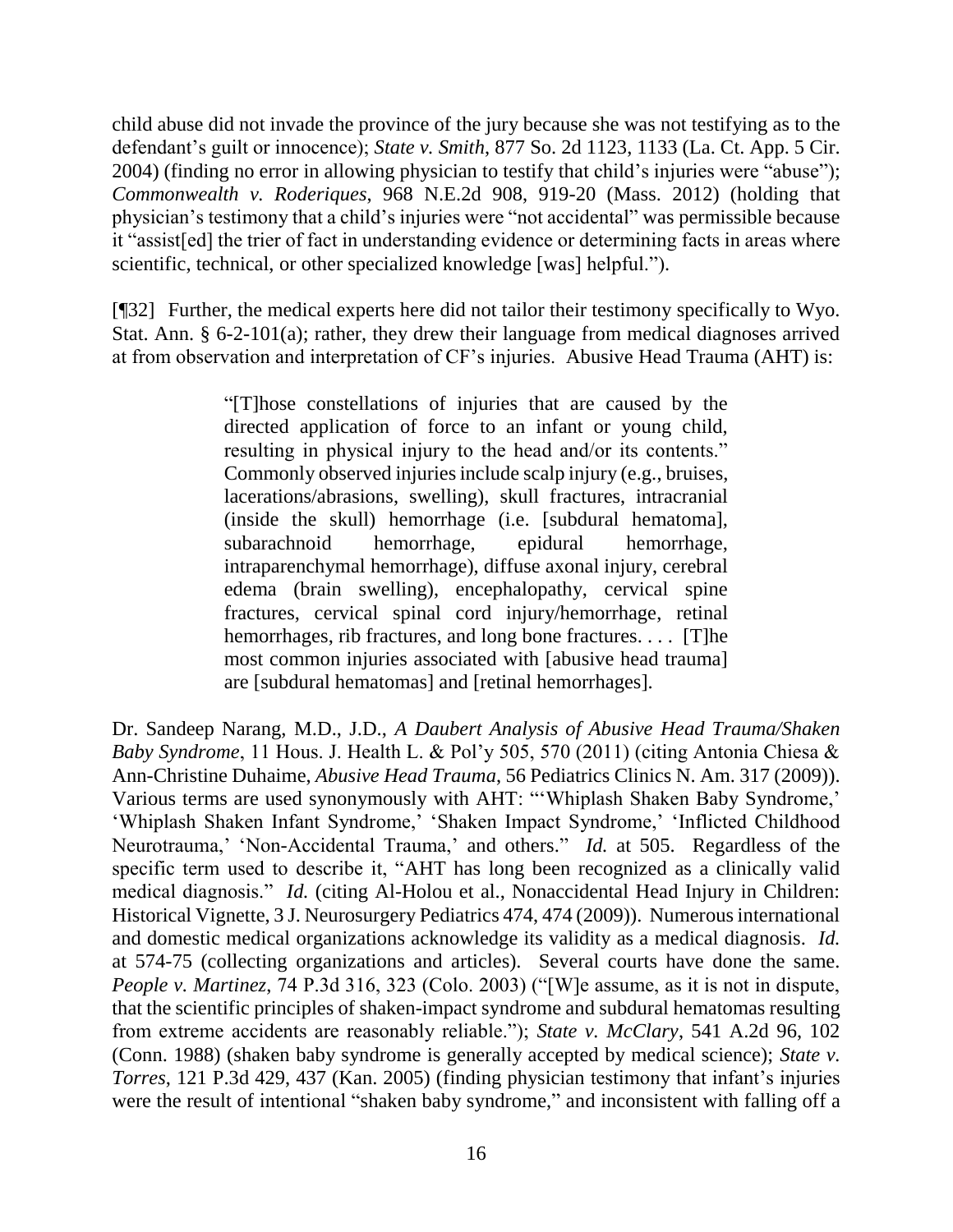child abuse did not invade the province of the jury because she was not testifying as to the defendant's guilt or innocence); *State v. Smith*, 877 So. 2d 1123, 1133 (La. Ct. App. 5 Cir. 2004) (finding no error in allowing physician to testify that child's injuries were "abuse"); *Commonwealth v. Roderiques*, 968 N.E.2d 908, 919-20 (Mass. 2012) (holding that physician's testimony that a child's injuries were "not accidental" was permissible because it "assist[ed] the trier of fact in understanding evidence or determining facts in areas where scientific, technical, or other specialized knowledge [was] helpful.").

[¶32] Further, the medical experts here did not tailor their testimony specifically to Wyo. Stat. Ann. § 6-2-101(a); rather, they drew their language from medical diagnoses arrived at from observation and interpretation of CF's injuries. Abusive Head Trauma (AHT) is:

> "[T]hose constellations of injuries that are caused by the directed application of force to an infant or young child, resulting in physical injury to the head and/or its contents." Commonly observed injuries include scalp injury (e.g., bruises, lacerations/abrasions, swelling), skull fractures, intracranial (inside the skull) hemorrhage (i.e. [subdural hematoma], subarachnoid hemorrhage, epidural hemorrhage, intraparenchymal hemorrhage), diffuse axonal injury, cerebral edema (brain swelling), encephalopathy, cervical spine fractures, cervical spinal cord injury/hemorrhage, retinal hemorrhages, rib fractures, and long bone fractures. . . . [T]he most common injuries associated with [abusive head trauma] are [subdural hematomas] and [retinal hemorrhages].

Dr. Sandeep Narang, M.D., J.D., *A Daubert Analysis of Abusive Head Trauma/Shaken Baby Syndrome*, 11 Hous. J. Health L. & Pol'y 505, 570 (2011) (citing Antonia Chiesa & Ann-Christine Duhaime, *Abusive Head Trauma*, 56 Pediatrics Clinics N. Am. 317 (2009)). Various terms are used synonymously with AHT: "'Whiplash Shaken Baby Syndrome,' 'Whiplash Shaken Infant Syndrome,' 'Shaken Impact Syndrome,' 'Inflicted Childhood Neurotrauma,' 'Non-Accidental Trauma,' and others." *Id.* at 505. Regardless of the specific term used to describe it, "AHT has long been recognized as a clinically valid medical diagnosis." *Id.* (citing Al-Holou et al., Nonaccidental Head Injury in Children: Historical Vignette, 3 J. Neurosurgery Pediatrics 474, 474 (2009)). Numerous international and domestic medical organizations acknowledge its validity as a medical diagnosis. *Id.* at 574-75 (collecting organizations and articles). Several courts have done the same. *People v. Martinez*, 74 P.3d 316, 323 (Colo. 2003) ("[W]e assume, as it is not in dispute, that the scientific principles of shaken-impact syndrome and subdural hematomas resulting from extreme accidents are reasonably reliable."); *State v. McClary*, 541 A.2d 96, 102 (Conn. 1988) (shaken baby syndrome is generally accepted by medical science); *State v. Torres*, 121 P.3d 429, 437 (Kan. 2005) (finding physician testimony that infant's injuries were the result of intentional "shaken baby syndrome," and inconsistent with falling off a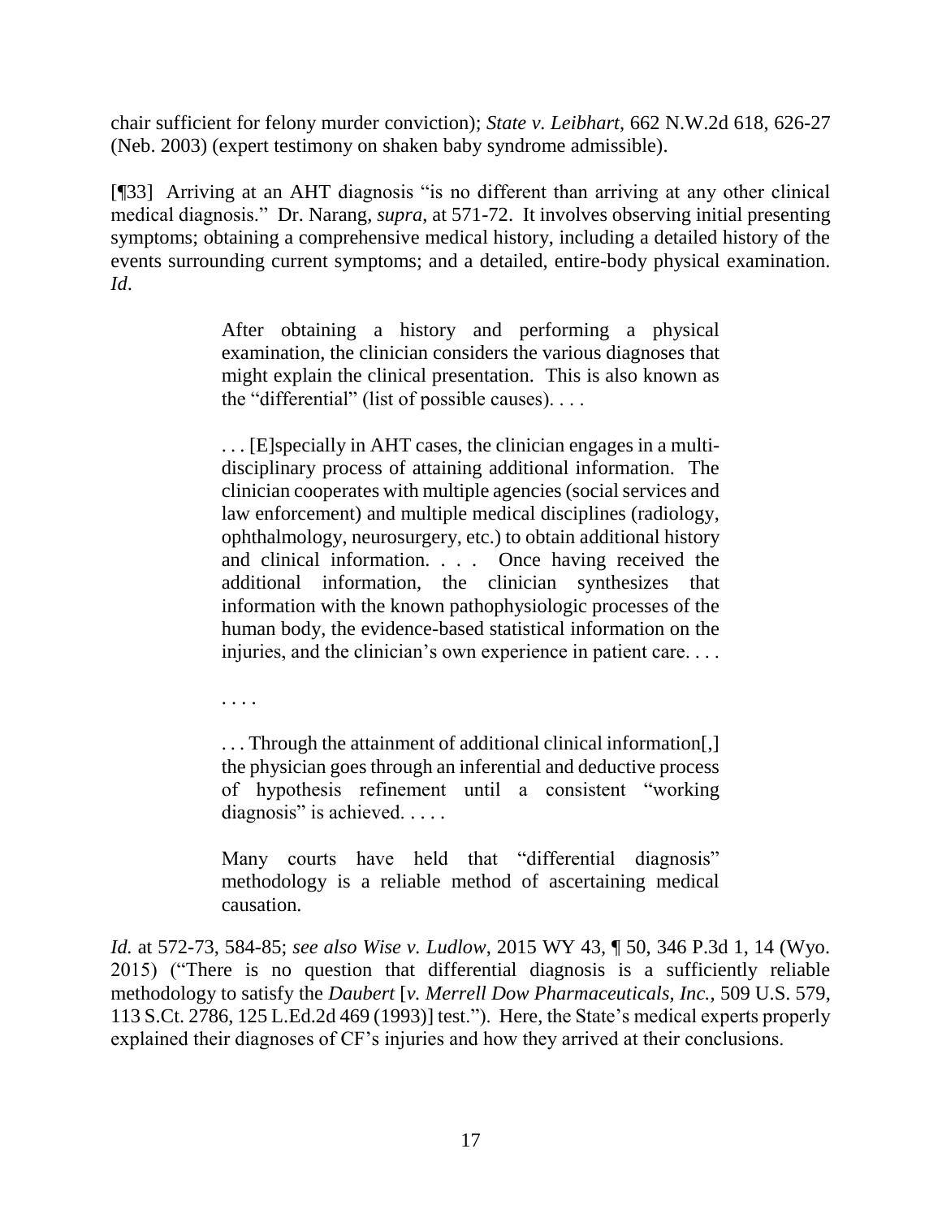chair sufficient for felony murder conviction); *State v. Leibhart*, 662 N.W.2d 618, 626-27 (Neb. 2003) (expert testimony on shaken baby syndrome admissible).

[¶33] Arriving at an AHT diagnosis "is no different than arriving at any other clinical medical diagnosis." Dr. Narang, *supra*, at 571-72. It involves observing initial presenting symptoms; obtaining a comprehensive medical history, including a detailed history of the events surrounding current symptoms; and a detailed, entire-body physical examination. *Id*.

> After obtaining a history and performing a physical examination, the clinician considers the various diagnoses that might explain the clinical presentation. This is also known as the "differential" (list of possible causes). . . .
>
> . . . [E]specially in AHT cases, the clinician engages in a multi-disciplinary process of attaining additional information. The clinician cooperates with multiple agencies (social services and law enforcement) and multiple medical disciplines (radiology, ophthalmology, neurosurgery, etc.) to obtain additional history and clinical information. . . . Once having received the additional information, the clinician synthesizes that information with the known pathophysiologic processes of the human body, the evidence-based statistical information on the injuries, and the clinician's own experience in patient care. . . .
>
> . . . .
>
> . . . Through the attainment of additional clinical information[,] the physician goes through an inferential and deductive process of hypothesis refinement until a consistent "working diagnosis" is achieved. . . . .
>
> Many courts have held that "differential diagnosis" methodology is a reliable method of ascertaining medical causation.

*Id.* at 572-73, 584-85; *see also Wise v. Ludlow*, 2015 WY 43, ¶ 50, 346 P.3d 1, 14 (Wyo. 2015) ("There is no question that differential diagnosis is a sufficiently reliable methodology to satisfy the *Daubert* [*v. Merrell Dow Pharmaceuticals, Inc.*, 509 U.S. 579, 113 S.Ct. 2786, 125 L.Ed.2d 469 (1993)] test."). Here, the State's medical experts properly explained their diagnoses of CF's injuries and how they arrived at their conclusions.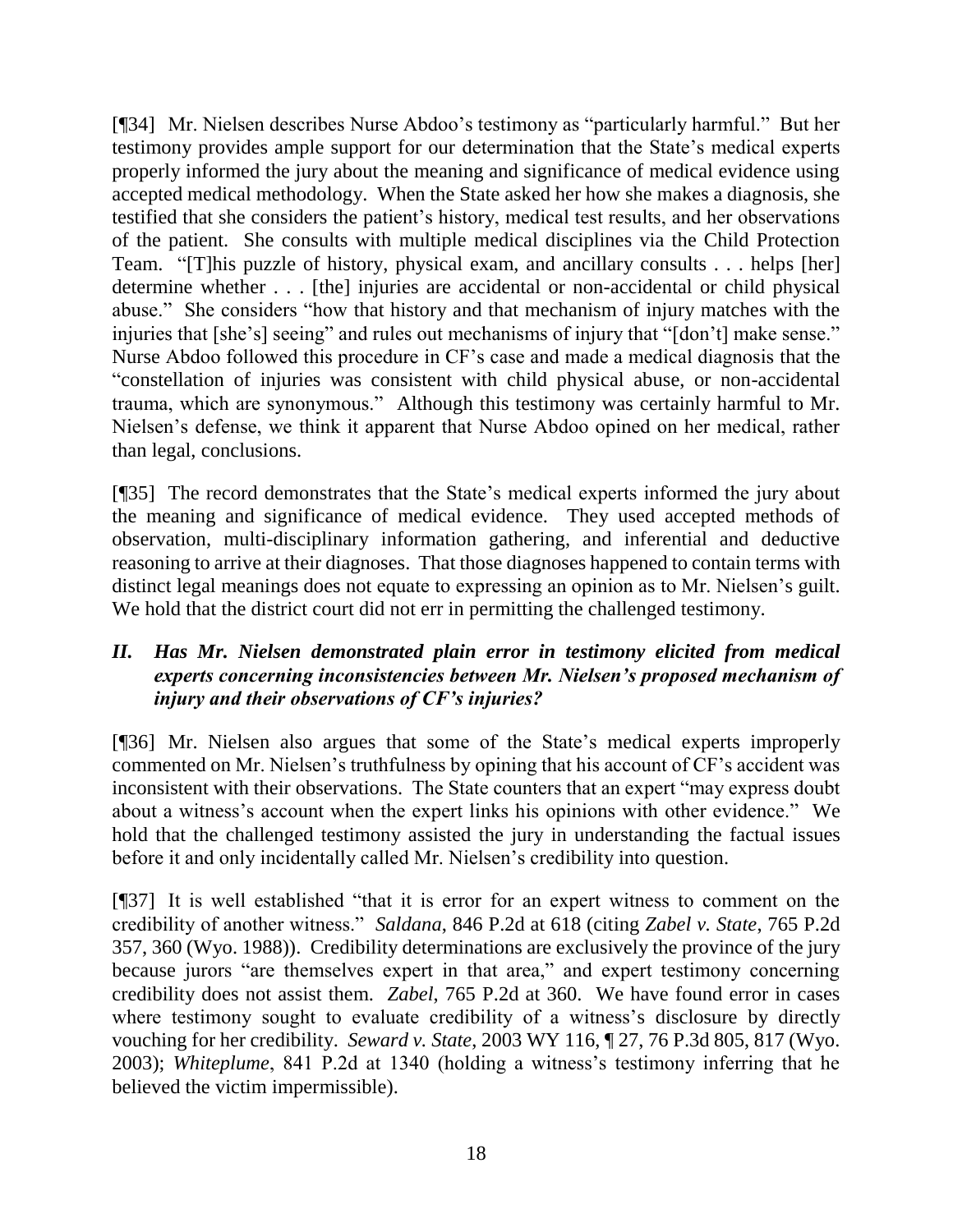[¶34] Mr. Nielsen describes Nurse Abdoo's testimony as "particularly harmful." But her testimony provides ample support for our determination that the State's medical experts properly informed the jury about the meaning and significance of medical evidence using accepted medical methodology. When the State asked her how she makes a diagnosis, she testified that she considers the patient's history, medical test results, and her observations of the patient. She consults with multiple medical disciplines via the Child Protection Team. "[T]his puzzle of history, physical exam, and ancillary consults . . . helps [her] determine whether . . . [the] injuries are accidental or non-accidental or child physical abuse." She considers "how that history and that mechanism of injury matches with the injuries that [she's] seeing" and rules out mechanisms of injury that "[don't] make sense." Nurse Abdoo followed this procedure in CF's case and made a medical diagnosis that the "constellation of injuries was consistent with child physical abuse, or non-accidental trauma, which are synonymous." Although this testimony was certainly harmful to Mr. Nielsen's defense, we think it apparent that Nurse Abdoo opined on her medical, rather than legal, conclusions.

[¶35] The record demonstrates that the State's medical experts informed the jury about the meaning and significance of medical evidence. They used accepted methods of observation, multi-disciplinary information gathering, and inferential and deductive reasoning to arrive at their diagnoses. That those diagnoses happened to contain terms with distinct legal meanings does not equate to expressing an opinion as to Mr. Nielsen's guilt. We hold that the district court did not err in permitting the challenged testimony.

### *II. Has Mr. Nielsen demonstrated plain error in testimony elicited from medical experts concerning inconsistencies between Mr. Nielsen's proposed mechanism of injury and their observations of CF's injuries?*

[¶36] Mr. Nielsen also argues that some of the State's medical experts improperly commented on Mr. Nielsen's truthfulness by opining that his account of CF's accident was inconsistent with their observations. The State counters that an expert "may express doubt about a witness's account when the expert links his opinions with other evidence." We hold that the challenged testimony assisted the jury in understanding the factual issues before it and only incidentally called Mr. Nielsen's credibility into question.

[¶37] It is well established "that it is error for an expert witness to comment on the credibility of another witness." *Saldana*, 846 P.2d at 618 (citing *Zabel v. State*, 765 P.2d 357, 360 (Wyo. 1988)). Credibility determinations are exclusively the province of the jury because jurors "are themselves expert in that area," and expert testimony concerning credibility does not assist them. *Zabel*, 765 P.2d at 360. We have found error in cases where testimony sought to evaluate credibility of a witness's disclosure by directly vouching for her credibility. *Seward v. State*, 2003 WY 116, ¶ 27, 76 P.3d 805, 817 (Wyo. 2003); *Whiteplume*, 841 P.2d at 1340 (holding a witness's testimony inferring that he believed the victim impermissible).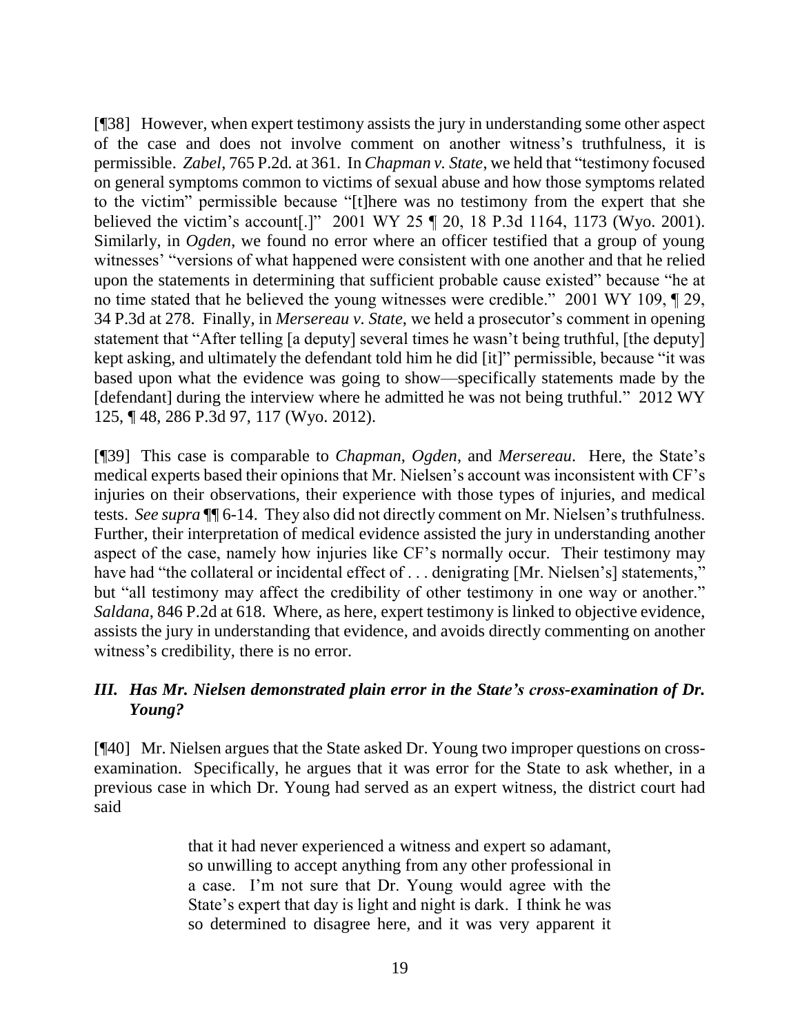[¶38] However, when expert testimony assists the jury in understanding some other aspect of the case and does not involve comment on another witness's truthfulness, it is permissible. *Zabel*, 765 P.2d. at 361. In *Chapman v. State*, we held that "testimony focused on general symptoms common to victims of sexual abuse and how those symptoms related to the victim" permissible because "[t]here was no testimony from the expert that she believed the victim's account[.]" 2001 WY 25 ¶ 20, 18 P.3d 1164, 1173 (Wyo. 2001). Similarly, in *Ogden*, we found no error where an officer testified that a group of young witnesses' "versions of what happened were consistent with one another and that he relied upon the statements in determining that sufficient probable cause existed" because "he at no time stated that he believed the young witnesses were credible." 2001 WY 109, ¶ 29, 34 P.3d at 278. Finally, in *Mersereau v. State*, we held a prosecutor's comment in opening statement that "After telling [a deputy] several times he wasn't being truthful, [the deputy] kept asking, and ultimately the defendant told him he did [it]" permissible, because "it was based upon what the evidence was going to show—specifically statements made by the [defendant] during the interview where he admitted he was not being truthful." 2012 WY 125, ¶ 48, 286 P.3d 97, 117 (Wyo. 2012).

[¶39] This case is comparable to *Chapman*, *Ogden*, and *Mersereau*. Here, the State's medical experts based their opinions that Mr. Nielsen's account was inconsistent with CF's injuries on their observations, their experience with those types of injuries, and medical tests. *See supra* ¶¶ 6-14. They also did not directly comment on Mr. Nielsen's truthfulness. Further, their interpretation of medical evidence assisted the jury in understanding another aspect of the case, namely how injuries like CF's normally occur. Their testimony may have had "the collateral or incidental effect of . . . denigrating [Mr. Nielsen's] statements," but "all testimony may affect the credibility of other testimony in one way or another." *Saldana*, 846 P.2d at 618. Where, as here, expert testimony is linked to objective evidence, assists the jury in understanding that evidence, and avoids directly commenting on another witness's credibility, there is no error.

### *III. Has Mr. Nielsen demonstrated plain error in the State's cross-examination of Dr. Young?*

[¶40] Mr. Nielsen argues that the State asked Dr. Young two improper questions on cross-examination. Specifically, he argues that it was error for the State to ask whether, in a previous case in which Dr. Young had served as an expert witness, the district court had said

> that it had never experienced a witness and expert so adamant, so unwilling to accept anything from any other professional in a case. I'm not sure that Dr. Young would agree with the State's expert that day is light and night is dark. I think he was so determined to disagree here, and it was very apparent it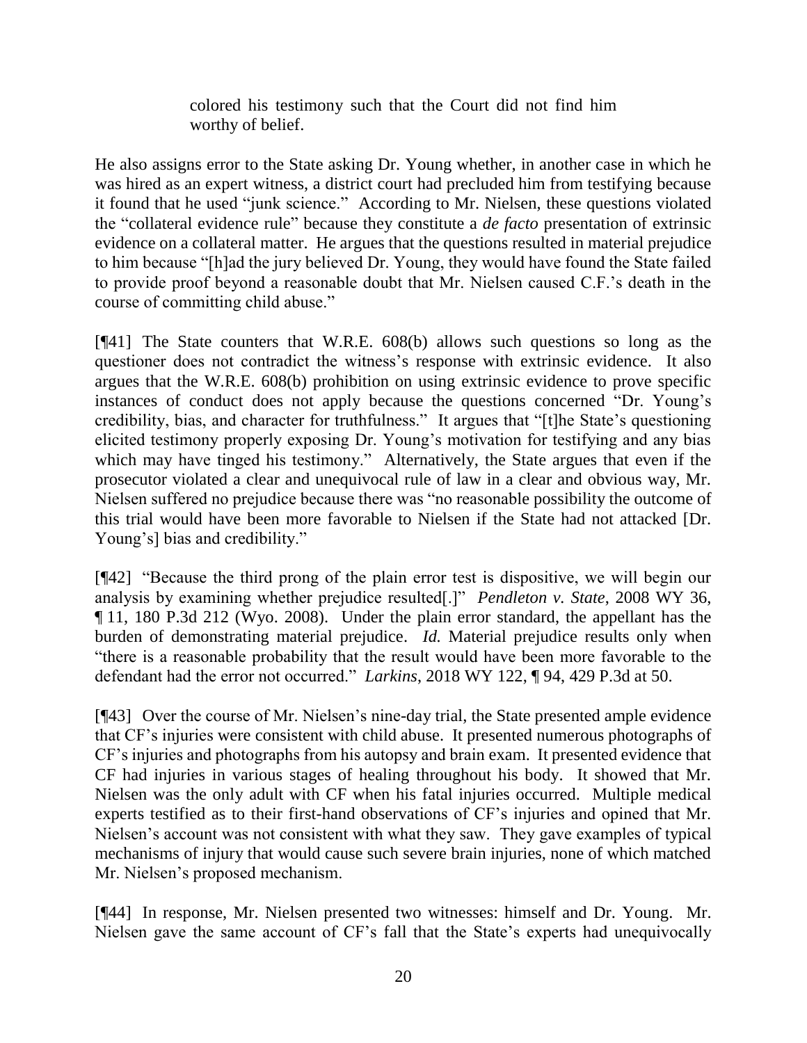> colored his testimony such that the Court did not find him worthy of belief.

He also assigns error to the State asking Dr. Young whether, in another case in which he was hired as an expert witness, a district court had precluded him from testifying because it found that he used "junk science." According to Mr. Nielsen, these questions violated the "collateral evidence rule" because they constitute a *de facto* presentation of extrinsic evidence on a collateral matter. He argues that the questions resulted in material prejudice to him because "[h]ad the jury believed Dr. Young, they would have found the State failed to provide proof beyond a reasonable doubt that Mr. Nielsen caused C.F.'s death in the course of committing child abuse."

[¶41] The State counters that W.R.E. 608(b) allows such questions so long as the questioner does not contradict the witness's response with extrinsic evidence. It also argues that the W.R.E. 608(b) prohibition on using extrinsic evidence to prove specific instances of conduct does not apply because the questions concerned "Dr. Young's credibility, bias, and character for truthfulness." It argues that "[t]he State's questioning elicited testimony properly exposing Dr. Young's motivation for testifying and any bias which may have tinged his testimony." Alternatively, the State argues that even if the prosecutor violated a clear and unequivocal rule of law in a clear and obvious way, Mr. Nielsen suffered no prejudice because there was "no reasonable possibility the outcome of this trial would have been more favorable to Nielsen if the State had not attacked [Dr. Young's] bias and credibility."

[¶42] "Because the third prong of the plain error test is dispositive, we will begin our analysis by examining whether prejudice resulted[.]" *Pendleton v. State*, 2008 WY 36, ¶ 11, 180 P.3d 212 (Wyo. 2008). Under the plain error standard, the appellant has the burden of demonstrating material prejudice. *Id.* Material prejudice results only when "there is a reasonable probability that the result would have been more favorable to the defendant had the error not occurred." *Larkins*, 2018 WY 122, ¶ 94, 429 P.3d at 50.

[¶43] Over the course of Mr. Nielsen's nine-day trial, the State presented ample evidence that CF's injuries were consistent with child abuse. It presented numerous photographs of CF's injuries and photographs from his autopsy and brain exam. It presented evidence that CF had injuries in various stages of healing throughout his body. It showed that Mr. Nielsen was the only adult with CF when his fatal injuries occurred. Multiple medical experts testified as to their first-hand observations of CF's injuries and opined that Mr. Nielsen's account was not consistent with what they saw. They gave examples of typical mechanisms of injury that would cause such severe brain injuries, none of which matched Mr. Nielsen's proposed mechanism.

[¶44] In response, Mr. Nielsen presented two witnesses: himself and Dr. Young. Mr. Nielsen gave the same account of CF's fall that the State's experts had unequivocally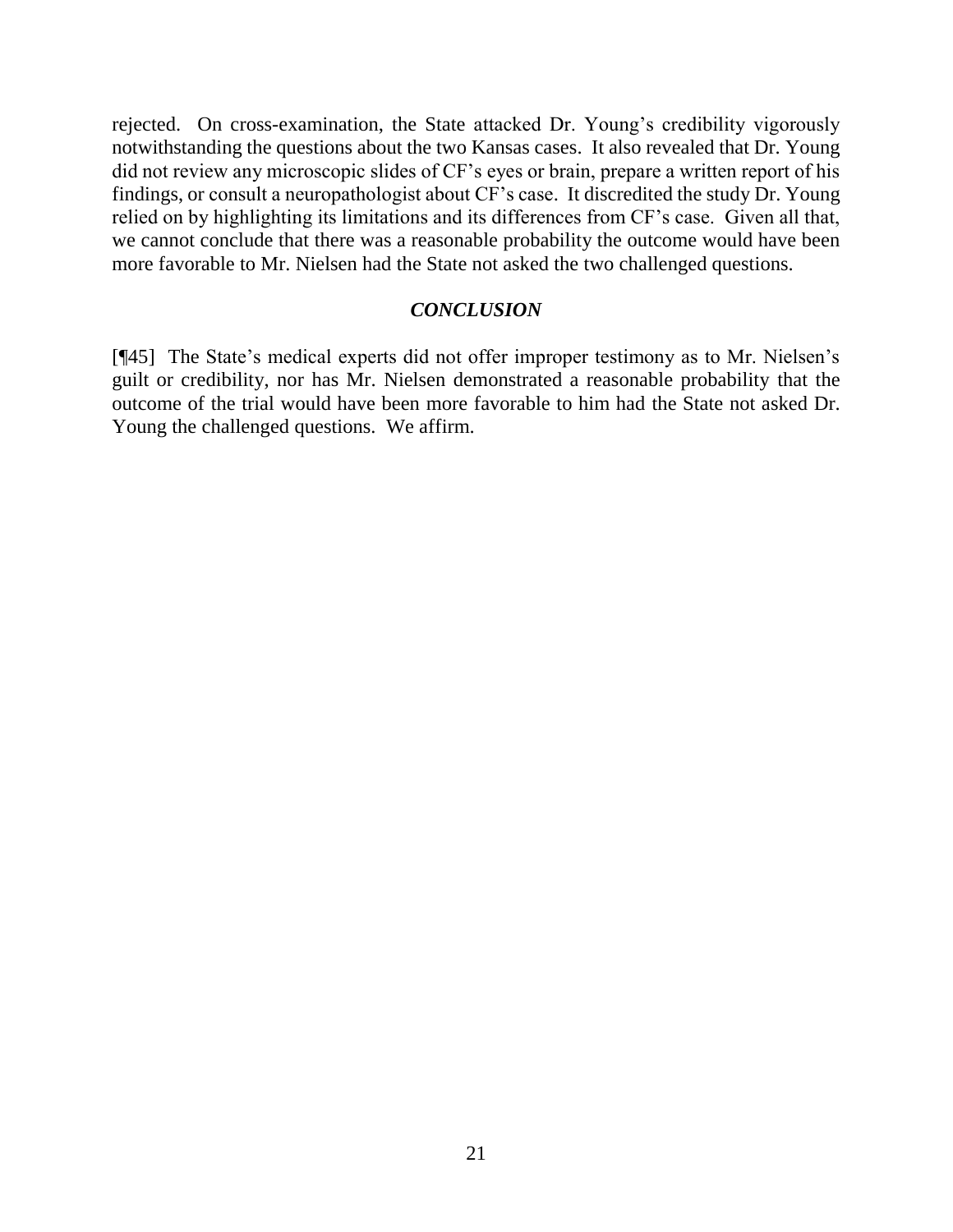rejected. On cross-examination, the State attacked Dr. Young's credibility vigorously notwithstanding the questions about the two Kansas cases. It also revealed that Dr. Young did not review any microscopic slides of CF's eyes or brain, prepare a written report of his findings, or consult a neuropathologist about CF's case. It discredited the study Dr. Young relied on by highlighting its limitations and its differences from CF's case. Given all that, we cannot conclude that there was a reasonable probability the outcome would have been more favorable to Mr. Nielsen had the State not asked the two challenged questions.

### ***CONCLUSION***

[¶45] The State's medical experts did not offer improper testimony as to Mr. Nielsen's guilt or credibility, nor has Mr. Nielsen demonstrated a reasonable probability that the outcome of the trial would have been more favorable to him had the State not asked Dr. Young the challenged questions. We affirm.